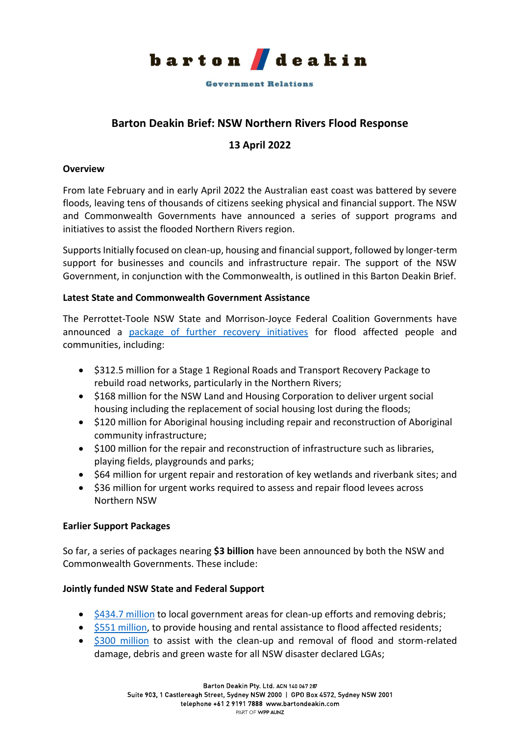# Barton Deakin Brief: NSW Northern Rivers Flood Response

## 13 April 2022

### Overview

From late February and in early April 2022 the Australian east coast was battered by severe floods, leaving tens of thousands of citizens seeking physical and financial support. The NSW and Commonwealth Governments have announced a series of support programs and initiatives to assist the flooded Northern Rivers region.

Supports Initially focused on clean-up, housing and financial support, followed by longer-term support for businesses and councils and infrastructure repair. The support of the NSW Government, in conjunction with the Commonwealth, is outlined in this Barton Deakin Brief.

### Latest State and Commonwealth Government Assistance

The Perrottet-Toole NSW State and Morrison-Joyce Federal Coalition Governments have announced a package of further recovery initiatives for flood affected people and communities, including:

- $312.5 million for a Stage 1 Regional Roads and Transport Recovery Package to rebuild road networks, particularly in the Northern Rivers;
- $168 million for the NSW Land and Housing Corporation to deliver urgent social housing including the replacement of social housing lost during the floods;
- $120 million for Aboriginal housing including repair and reconstruction of Aboriginal community infrastructure;
- $100 million for the repair and reconstruction of infrastructure such as libraries, playing fields, playgrounds and parks;
- $64 million for urgent repair and restoration of key wetlands and riverbank sites; and
- $36 million for urgent works required to assess and repair flood levees across Northern NSW

### Earlier Support Packages

So far, a series of packages nearing **$3 billion** have been announced by both the NSW and Commonwealth Governments. These include:

### Jointly funded NSW State and Federal Support

- $434.7 million to local government areas for clean-up efforts and removing debris;
- $551 million, to provide housing and rental assistance to flood affected residents;
- $300 million to assist with the clean-up and removal of flood and storm-related damage, debris and green waste for all NSW disaster declared LGAs;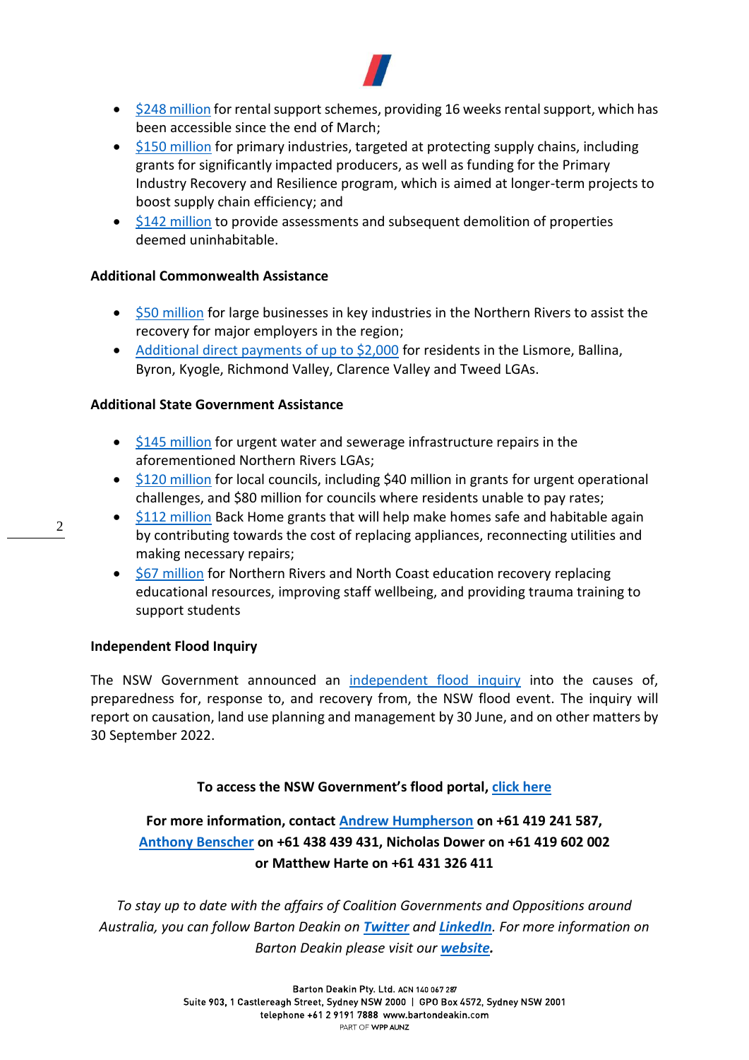- $248 million for rental support schemes, providing 16 weeks rental support, which has been accessible since the end of March;
- $150 million for primary industries, targeted at protecting supply chains, including grants for significantly impacted producers, as well as funding for the Primary Industry Recovery and Resilience program, which is aimed at longer-term projects to boost supply chain efficiency; and
- $142 million to provide assessments and subsequent demolition of properties deemed uninhabitable.

**Additional Commonwealth Assistance**

- $50 million for large businesses in key industries in the Northern Rivers to assist the recovery for major employers in the region;
- Additional direct payments of up to $2,000 for residents in the Lismore, Ballina, Byron, Kyogle, Richmond Valley, Clarence Valley and Tweed LGAs.

**Additional State Government Assistance**

- $145 million for urgent water and sewerage infrastructure repairs in the aforementioned Northern Rivers LGAs;
- $120 million for local councils, including $40 million in grants for urgent operational challenges, and $80 million for councils where residents unable to pay rates;
- $112 million Back Home grants that will help make homes safe and habitable again by contributing towards the cost of replacing appliances, reconnecting utilities and making necessary repairs;
- $67 million for Northern Rivers and North Coast education recovery replacing educational resources, improving staff wellbeing, and providing trauma training to support students

**Independent Flood Inquiry**

The NSW Government announced an independent flood inquiry into the causes of, preparedness for, response to, and recovery from, the NSW flood event. The inquiry will report on causation, land use planning and management by 30 June, and on other matters by 30 September 2022.

**To access the NSW Government's flood portal, click here**

**For more information, contact Andrew Humpherson on +61 419 241 587, Anthony Benscher on +61 438 439 431, Nicholas Dower on +61 419 602 002 or Matthew Harte on +61 431 326 411**

*To stay up to date with the affairs of Coalition Governments and Oppositions around Australia, you can follow Barton Deakin on **Twitter** and **LinkedIn**. For more information on Barton Deakin please visit our **website**.*

Barton Deakin Pty. Ltd. ACN 140 067 287
Suite 903, 1 Castlereagh Street, Sydney NSW 2000 | GPO Box 4572, Sydney NSW 2001
telephone +61 2 9191 7888 www.bartondeakin.com
PART OF WPP AUNZ